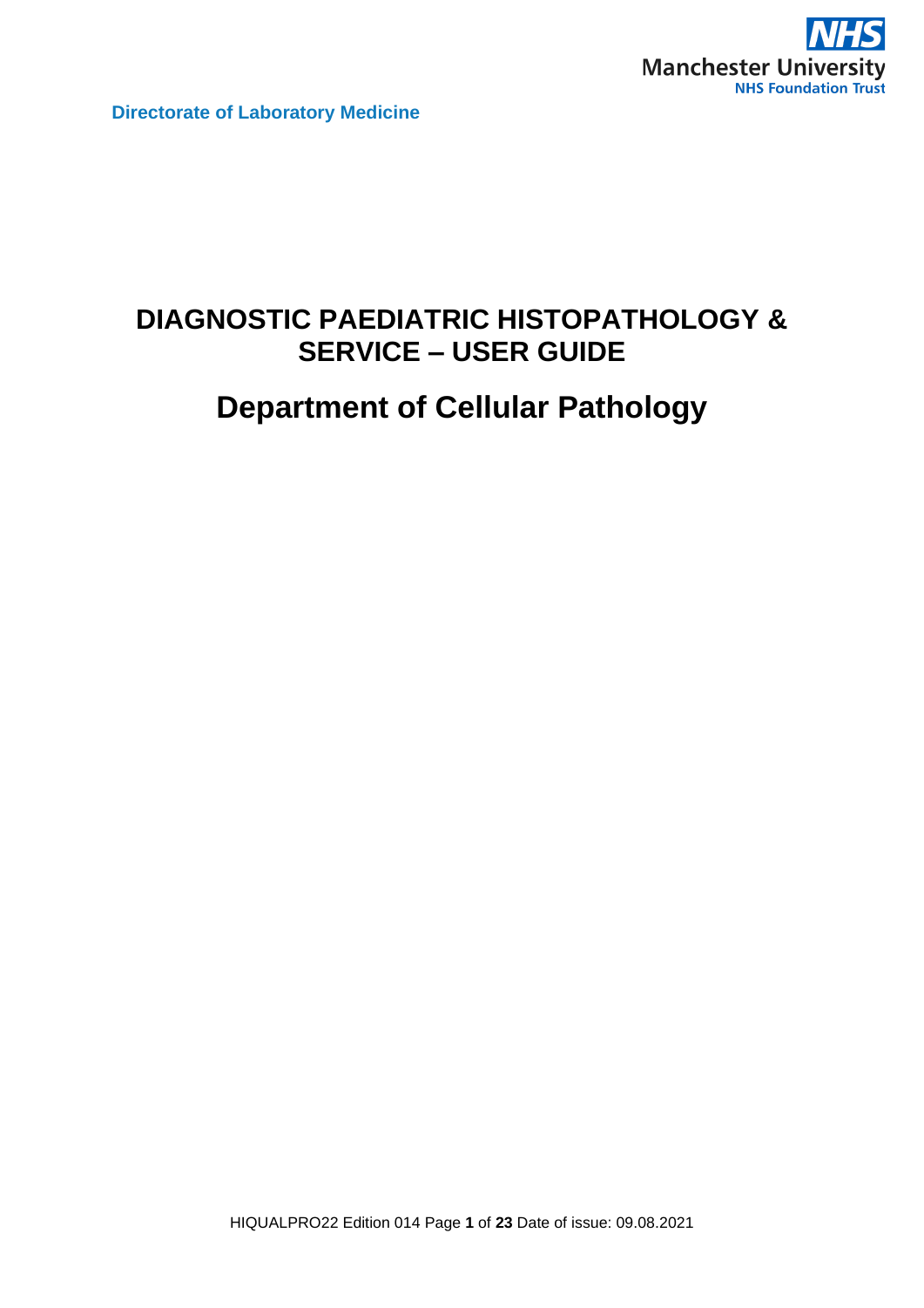Directorate of Laboratory Medicine

# DIAGNOSTIC PAEDIATRIC HISTOPATHOLOGY & SERVICE – USER GUIDE

# Department of Cellular Pathology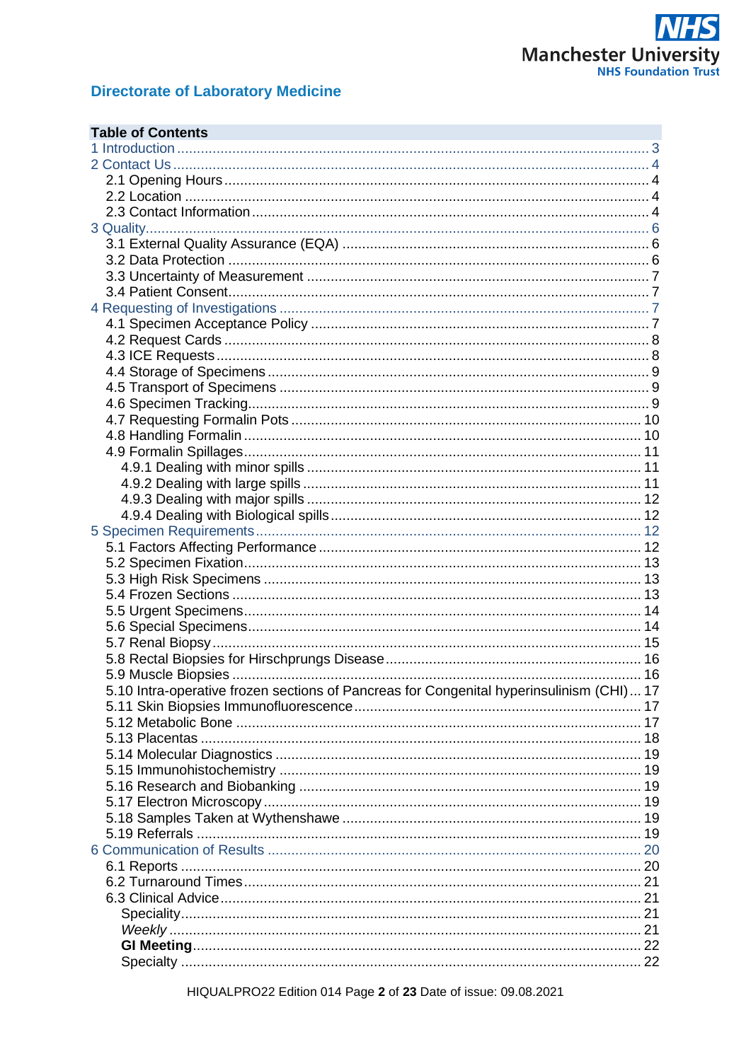**Directorate of Laboratory Medicine**

**Table of Contents**

1 Introduction ........ 3
2 Contact Us ........ 4
- 2.1 Opening Hours ........ 4
- 2.2 Location ........ 4
- 2.3 Contact Information ........ 4

3 Quality ........ 6
- 3.1 External Quality Assurance (EQA) ........ 6
- 3.2 Data Protection ........ 6
- 3.3 Uncertainty of Measurement ........ 7
- 3.4 Patient Consent ........ 7

4 Requesting of Investigations ........ 7
- 4.1 Specimen Acceptance Policy ........ 7
- 4.2 Request Cards ........ 8
- 4.3 ICE Requests ........ 8
- 4.4 Storage of Specimens ........ 9
- 4.5 Transport of Specimens ........ 9
- 4.6 Specimen Tracking ........ 9
- 4.7 Requesting Formalin Pots ........ 10
- 4.8 Handling Formalin ........ 10
- 4.9 Formalin Spillages ........ 11
  - 4.9.1 Dealing with minor spills ........ 11
  - 4.9.2 Dealing with large spills ........ 11
  - 4.9.3 Dealing with major spills ........ 12
  - 4.9.4 Dealing with Biological spills ........ 12

5 Specimen Requirements ........ 12
- 5.1 Factors Affecting Performance ........ 12
- 5.2 Specimen Fixation ........ 13
- 5.3 High Risk Specimens ........ 13
- 5.4 Frozen Sections ........ 13
- 5.5 Urgent Specimens ........ 14
- 5.6 Special Specimens ........ 14
- 5.7 Renal Biopsy ........ 15
- 5.8 Rectal Biopsies for Hirschprungs Disease ........ 16
- 5.9 Muscle Biopsies ........ 16
- 5.10 Intra-operative frozen sections of Pancreas for Congenital hyperinsulinism (CHI) ... 17
- 5.11 Skin Biopsies Immunofluorescence ........ 17
- 5.12 Metabolic Bone ........ 17
- 5.13 Placentas ........ 18
- 5.14 Molecular Diagnostics ........ 19
- 5.15 Immunohistochemistry ........ 19
- 5.16 Research and Biobanking ........ 19
- 5.17 Electron Microscopy ........ 19
- 5.18 Samples Taken at Wythenshawe ........ 19
- 5.19 Referrals ........ 19

6 Communication of Results ........ 20
- 6.1 Reports ........ 20
- 6.2 Turnaround Times ........ 21
- 6.3 Clinical Advice ........ 21
  - Speciality ........ 21
  - *Weekly* ........ 21
  - **GI Meeting** ........ 22
  - Specialty ........ 22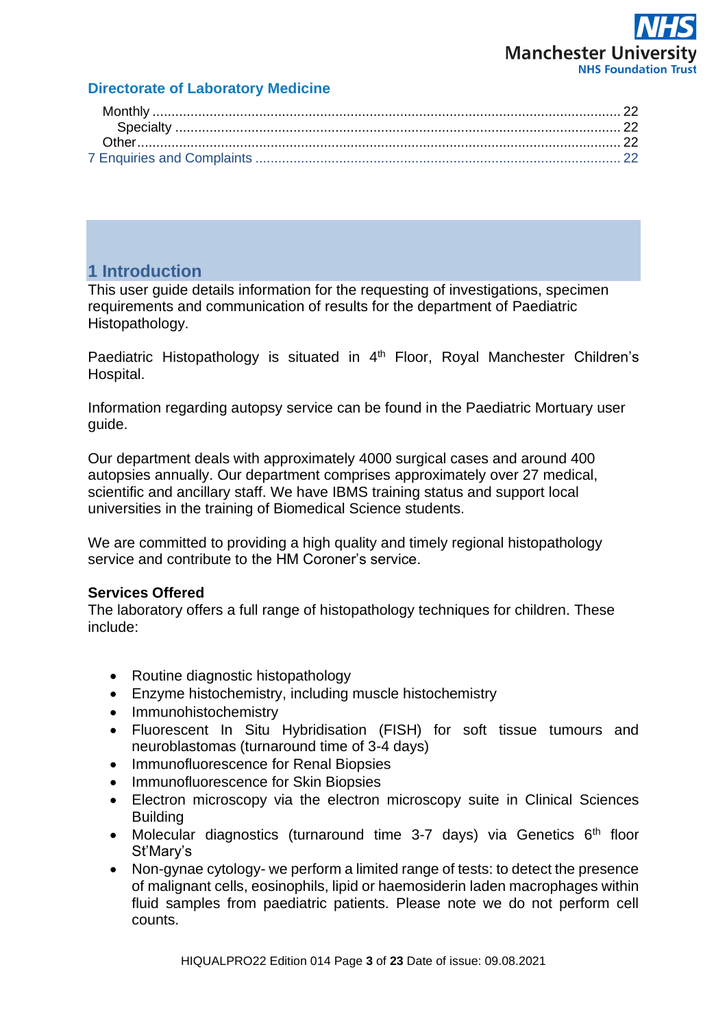Monthly ........................................................................................................................... 22
Specialty ..................................................................................................................... 22
Other ............................................................................................................................. 22
7 Enquiries and Complaints ................................................................................................ 22

# 1 Introduction

This user guide details information for the requesting of investigations, specimen requirements and communication of results for the department of Paediatric Histopathology.

Paediatric Histopathology is situated in 4th Floor, Royal Manchester Children's Hospital.

Information regarding autopsy service can be found in the Paediatric Mortuary user guide.

Our department deals with approximately 4000 surgical cases and around 400 autopsies annually. Our department comprises approximately over 27 medical, scientific and ancillary staff. We have IBMS training status and support local universities in the training of Biomedical Science students.

We are committed to providing a high quality and timely regional histopathology service and contribute to the HM Coroner's service.

**Services Offered**

The laboratory offers a full range of histopathology techniques for children. These include:

- Routine diagnostic histopathology
- Enzyme histochemistry, including muscle histochemistry
- Immunohistochemistry
- Fluorescent In Situ Hybridisation (FISH) for soft tissue tumours and neuroblastomas (turnaround time of 3-4 days)
- Immunofluorescence for Renal Biopsies
- Immunofluorescence for Skin Biopsies
- Electron microscopy via the electron microscopy suite in Clinical Sciences Building
- Molecular diagnostics (turnaround time 3-7 days) via Genetics 6th floor St'Mary's
- Non-gynae cytology- we perform a limited range of tests: to detect the presence of malignant cells, eosinophils, lipid or haemosiderin laden macrophages within fluid samples from paediatric patients. Please note we do not perform cell counts.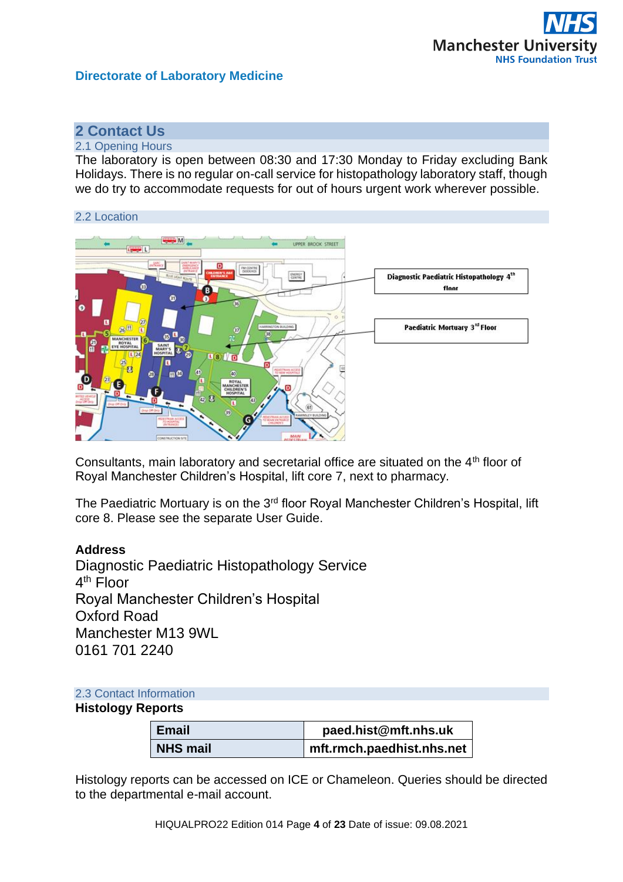## 2 Contact Us

### 2.1 Opening Hours

The laboratory is open between 08:30 and 17:30 Monday to Friday excluding Bank Holidays. There is no regular on-call service for histopathology laboratory staff, though we do try to accommodate requests for out of hours urgent work wherever possible.

### 2.2 Location

Diagnostic Paediatric Histopathology 4th floor

Paediatric Mortuary 3rd Floor

Consultants, main laboratory and secretarial office are situated on the 4th floor of Royal Manchester Children's Hospital, lift core 7, next to pharmacy.

The Paediatric Mortuary is on the 3rd floor Royal Manchester Children's Hospital, lift core 8. Please see the separate User Guide.

**Address**
Diagnostic Paediatric Histopathology Service
4th Floor
Royal Manchester Children's Hospital
Oxford Road
Manchester M13 9WL
0161 701 2240

### 2.3 Contact Information

**Histology Reports**

| **Email** | **paed.hist@mft.nhs.uk** |
|---|---|
| **NHS mail** | **mft.rmch.paedhist.nhs.net** |

Histology reports can be accessed on ICE or Chameleon. Queries should be directed to the departmental e-mail account.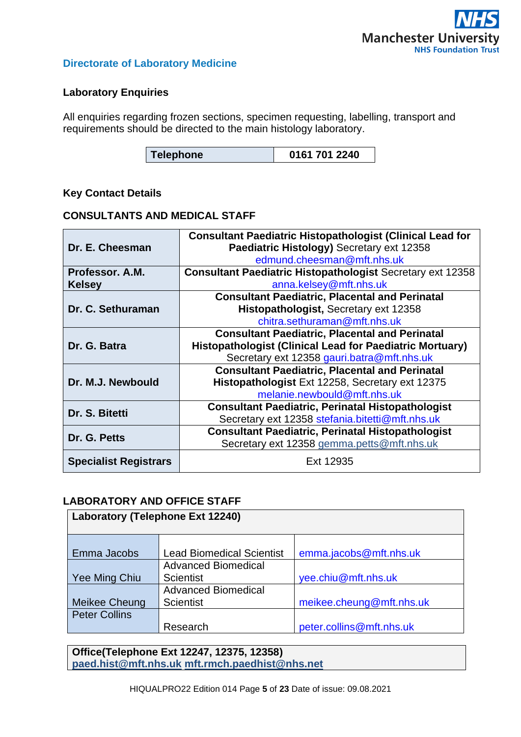Directorate of Laboratory Medicine

### Laboratory Enquiries

All enquiries regarding frozen sections, specimen requesting, labelling, transport and requirements should be directed to the main histology laboratory.

| Telephone | 0161 701 2240 |
|---|---|

### Key Contact Details

### CONSULTANTS AND MEDICAL STAFF

| | |
|---|---|
| **Dr. E. Cheesman** | **Consultant Paediatric Histopathologist (Clinical Lead for Paediatric Histology)** Secretary ext 12358 edmund.cheesman@mft.nhs.uk |
| **Professor. A.M. Kelsey** | **Consultant Paediatric Histopathologist** Secretary ext 12358 anna.kelsey@mft.nhs.uk |
| **Dr. C. Sethuraman** | **Consultant Paediatric, Placental and Perinatal Histopathologist,** Secretary ext 12358 chitra.sethuraman@mft.nhs.uk |
| **Dr. G. Batra** | **Consultant Paediatric, Placental and Perinatal Histopathologist (Clinical Lead for Paediatric Mortuary)** Secretary ext 12358 gauri.batra@mft.nhs.uk |
| **Dr. M.J. Newbould** | **Consultant Paediatric, Placental and Perinatal Histopathologist** Ext 12258, Secretary ext 12375 melanie.newbould@mft.nhs.uk |
| **Dr. S. Bitetti** | **Consultant Paediatric, Perinatal Histopathologist** Secretary ext 12358 stefania.bitetti@mft.nhs.uk |
| **Dr. G. Petts** | **Consultant Paediatric, Perinatal Histopathologist** Secretary ext 12358 gemma.petts@mft.nhs.uk |
| **Specialist Registrars** | Ext 12935 |

### LABORATORY AND OFFICE STAFF

| **Laboratory (Telephone Ext 12240)** | | |
|---|---|---|
| Emma Jacobs | Lead Biomedical Scientist | emma.jacobs@mft.nhs.uk |
| Yee Ming Chiu | Advanced Biomedical Scientist | yee.chiu@mft.nhs.uk |
| Meikee Cheung | Advanced Biomedical Scientist | meikee.cheung@mft.nhs.uk |
| Peter Collins | Research | peter.collins@mft.nhs.uk |

| **Office(Telephone Ext 12247, 12375, 12358)** **paed.hist@mft.nhs.uk mft.rmch.paedhist@nhs.net** |
|---|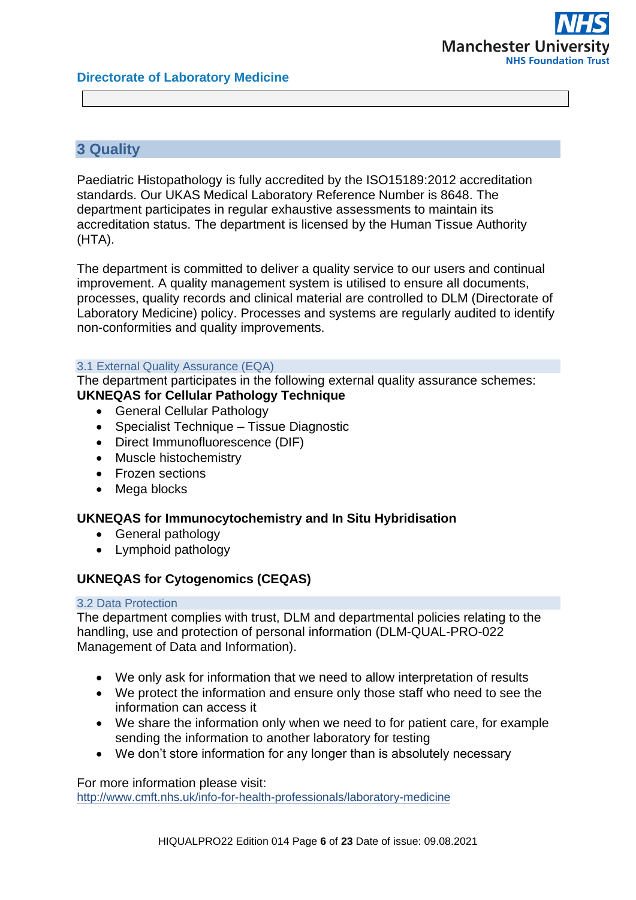## 3 Quality

Paediatric Histopathology is fully accredited by the ISO15189:2012 accreditation standards. Our UKAS Medical Laboratory Reference Number is 8648. The department participates in regular exhaustive assessments to maintain its accreditation status. The department is licensed by the Human Tissue Authority (HTA).

The department is committed to deliver a quality service to our users and continual improvement. A quality management system is utilised to ensure all documents, processes, quality records and clinical material are controlled to DLM (Directorate of Laboratory Medicine) policy. Processes and systems are regularly audited to identify non-conformities and quality improvements.

### 3.1 External Quality Assurance (EQA)

The department participates in the following external quality assurance schemes:

**UKNEQAS for Cellular Pathology Technique**

- General Cellular Pathology
- Specialist Technique – Tissue Diagnostic
- Direct Immunofluorescence (DIF)
- Muscle histochemistry
- Frozen sections
- Mega blocks

**UKNEQAS for Immunocytochemistry and In Situ Hybridisation**

- General pathology
- Lymphoid pathology

**UKNEQAS for Cytogenomics (CEQAS)**

### 3.2 Data Protection

The department complies with trust, DLM and departmental policies relating to the handling, use and protection of personal information (DLM-QUAL-PRO-022 Management of Data and Information).

- We only ask for information that we need to allow interpretation of results
- We protect the information and ensure only those staff who need to see the information can access it
- We share the information only when we need to for patient care, for example sending the information to another laboratory for testing
- We don't store information for any longer than is absolutely necessary

For more information please visit:
http://www.cmft.nhs.uk/info-for-health-professionals/laboratory-medicine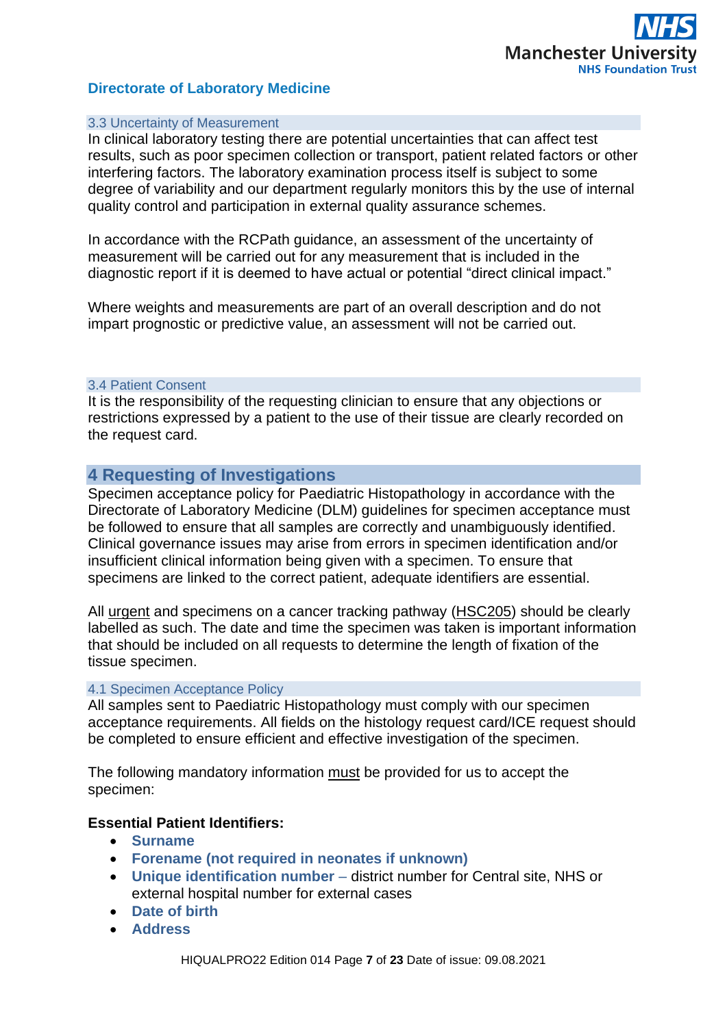### 3.3 Uncertainty of Measurement

In clinical laboratory testing there are potential uncertainties that can affect test results, such as poor specimen collection or transport, patient related factors or other interfering factors. The laboratory examination process itself is subject to some degree of variability and our department regularly monitors this by the use of internal quality control and participation in external quality assurance schemes.

In accordance with the RCPath guidance, an assessment of the uncertainty of measurement will be carried out for any measurement that is included in the diagnostic report if it is deemed to have actual or potential "direct clinical impact."

Where weights and measurements are part of an overall description and do not impart prognostic or predictive value, an assessment will not be carried out.

### 3.4 Patient Consent

It is the responsibility of the requesting clinician to ensure that any objections or restrictions expressed by a patient to the use of their tissue are clearly recorded on the request card.

## 4 Requesting of Investigations

Specimen acceptance policy for Paediatric Histopathology in accordance with the Directorate of Laboratory Medicine (DLM) guidelines for specimen acceptance must be followed to ensure that all samples are correctly and unambiguously identified. Clinical governance issues may arise from errors in specimen identification and/or insufficient clinical information being given with a specimen. To ensure that specimens are linked to the correct patient, adequate identifiers are essential.

All urgent and specimens on a cancer tracking pathway (HSC205) should be clearly labelled as such. The date and time the specimen was taken is important information that should be included on all requests to determine the length of fixation of the tissue specimen.

### 4.1 Specimen Acceptance Policy

All samples sent to Paediatric Histopathology must comply with our specimen acceptance requirements. All fields on the histology request card/ICE request should be completed to ensure efficient and effective investigation of the specimen.

The following mandatory information must be provided for us to accept the specimen:

**Essential Patient Identifiers:**

- **Surname**
- **Forename (not required in neonates if unknown)**
- **Unique identification number –** district number for Central site, NHS or external hospital number for external cases
- **Date of birth**
- **Address**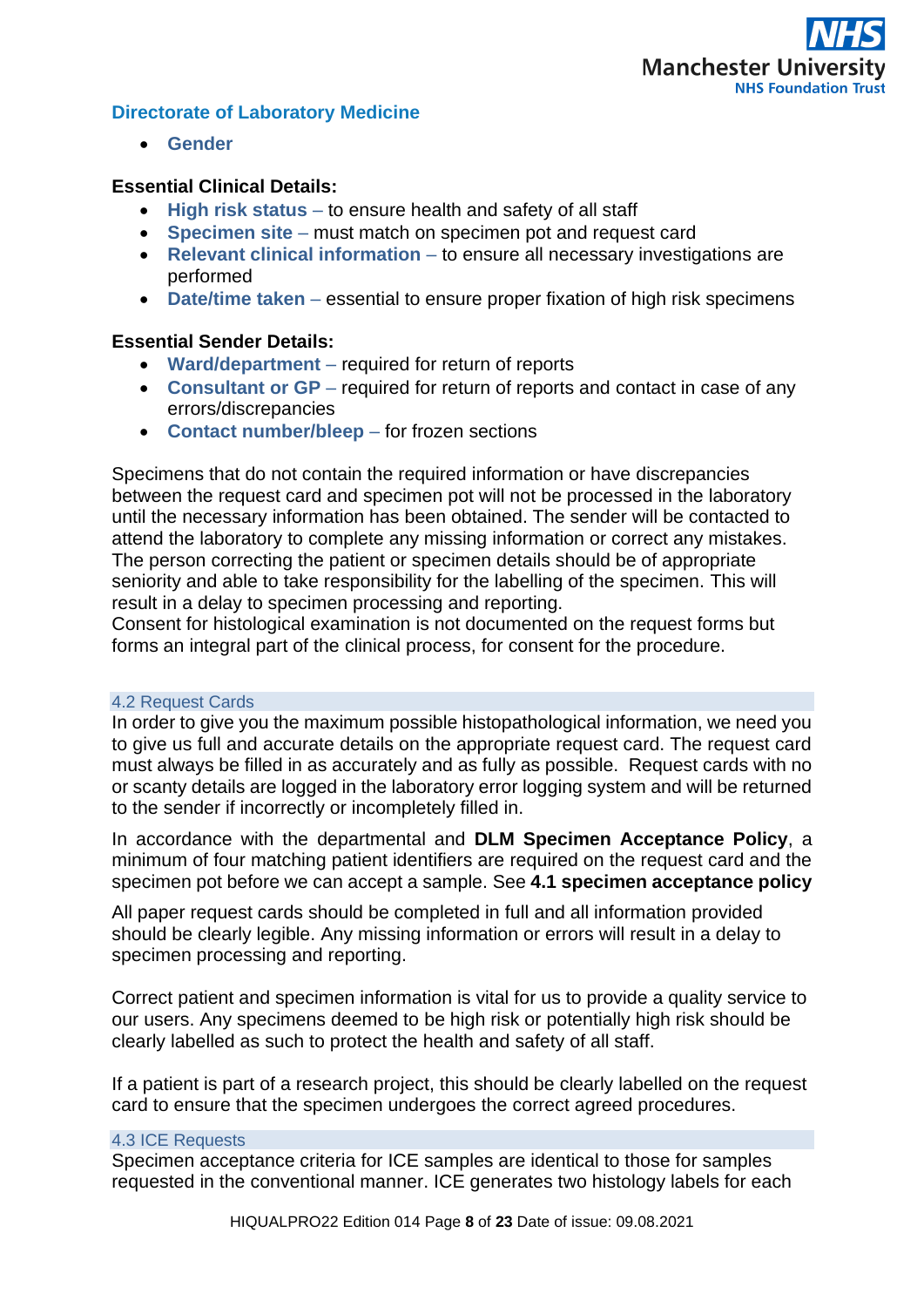- **Gender**

**Essential Clinical Details:**

- **High risk status** – to ensure health and safety of all staff
- **Specimen site** – must match on specimen pot and request card
- **Relevant clinical information** – to ensure all necessary investigations are performed
- **Date/time taken** – essential to ensure proper fixation of high risk specimens

**Essential Sender Details:**

- **Ward/department** – required for return of reports
- **Consultant or GP** – required for return of reports and contact in case of any errors/discrepancies
- **Contact number/bleep** – for frozen sections

Specimens that do not contain the required information or have discrepancies between the request card and specimen pot will not be processed in the laboratory until the necessary information has been obtained. The sender will be contacted to attend the laboratory to complete any missing information or correct any mistakes. The person correcting the patient or specimen details should be of appropriate seniority and able to take responsibility for the labelling of the specimen. This will result in a delay to specimen processing and reporting.
Consent for histological examination is not documented on the request forms but forms an integral part of the clinical process, for consent for the procedure.

## 4.2 Request Cards

In order to give you the maximum possible histopathological information, we need you to give us full and accurate details on the appropriate request card. The request card must always be filled in as accurately and as fully as possible. Request cards with no or scanty details are logged in the laboratory error logging system and will be returned to the sender if incorrectly or incompletely filled in.

In accordance with the departmental and **DLM Specimen Acceptance Policy**, a minimum of four matching patient identifiers are required on the request card and the specimen pot before we can accept a sample. See **4.1 specimen acceptance policy**

All paper request cards should be completed in full and all information provided should be clearly legible. Any missing information or errors will result in a delay to specimen processing and reporting.

Correct patient and specimen information is vital for us to provide a quality service to our users. Any specimens deemed to be high risk or potentially high risk should be clearly labelled as such to protect the health and safety of all staff.

If a patient is part of a research project, this should be clearly labelled on the request card to ensure that the specimen undergoes the correct agreed procedures.

## 4.3 ICE Requests

Specimen acceptance criteria for ICE samples are identical to those for samples requested in the conventional manner. ICE generates two histology labels for each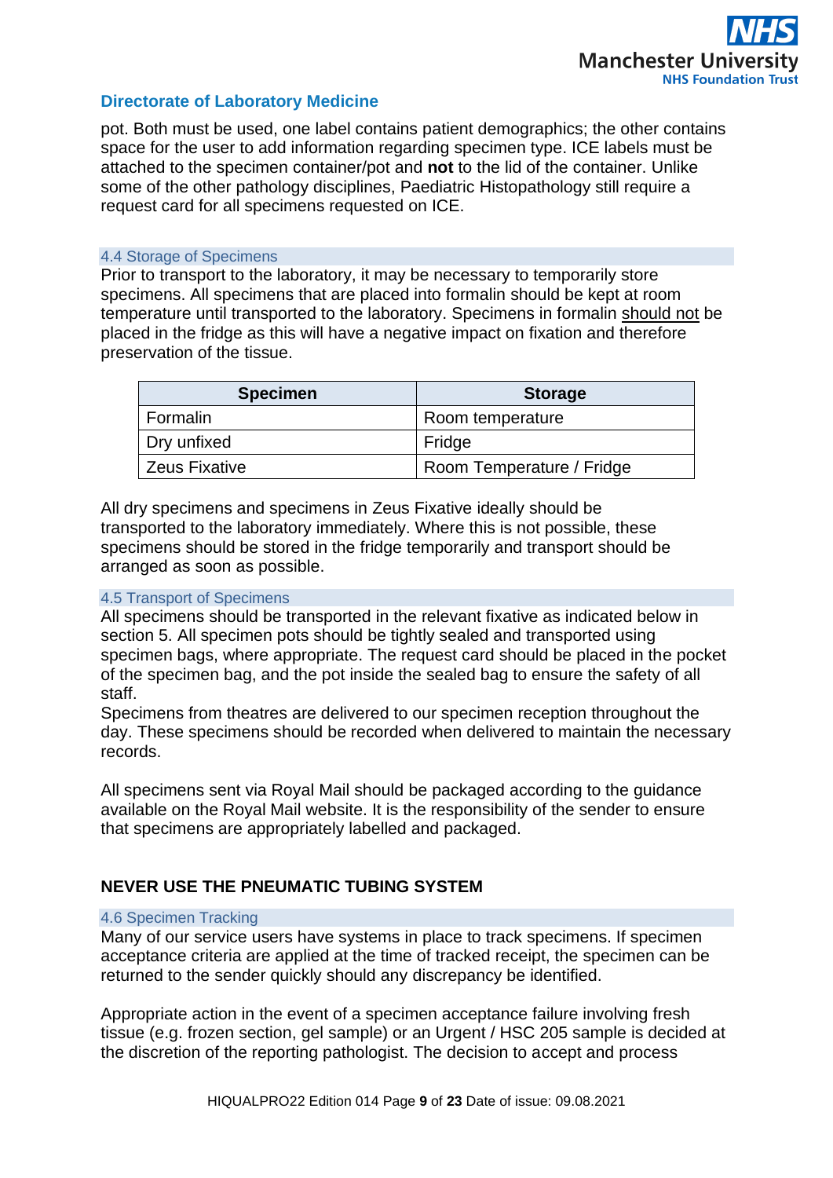pot. Both must be used, one label contains patient demographics; the other contains space for the user to add information regarding specimen type. ICE labels must be attached to the specimen container/pot and **not** to the lid of the container. Unlike some of the other pathology disciplines, Paediatric Histopathology still require a request card for all specimens requested on ICE.

### 4.4 Storage of Specimens

Prior to transport to the laboratory, it may be necessary to temporarily store specimens. All specimens that are placed into formalin should be kept at room temperature until transported to the laboratory. Specimens in formalin <u>should not</u> be placed in the fridge as this will have a negative impact on fixation and therefore preservation of the tissue.

| Specimen | Storage |
|---|---|
| Formalin | Room temperature |
| Dry unfixed | Fridge |
| Zeus Fixative | Room Temperature / Fridge |

All dry specimens and specimens in Zeus Fixative ideally should be transported to the laboratory immediately. Where this is not possible, these specimens should be stored in the fridge temporarily and transport should be arranged as soon as possible.

### 4.5 Transport of Specimens

All specimens should be transported in the relevant fixative as indicated below in section 5. All specimen pots should be tightly sealed and transported using specimen bags, where appropriate. The request card should be placed in the pocket of the specimen bag, and the pot inside the sealed bag to ensure the safety of all staff.

Specimens from theatres are delivered to our specimen reception throughout the day. These specimens should be recorded when delivered to maintain the necessary records.

All specimens sent via Royal Mail should be packaged according to the guidance available on the Royal Mail website. It is the responsibility of the sender to ensure that specimens are appropriately labelled and packaged.

**NEVER USE THE PNEUMATIC TUBING SYSTEM**

### 4.6 Specimen Tracking

Many of our service users have systems in place to track specimens. If specimen acceptance criteria are applied at the time of tracked receipt, the specimen can be returned to the sender quickly should any discrepancy be identified.

Appropriate action in the event of a specimen acceptance failure involving fresh tissue (e.g. frozen section, gel sample) or an Urgent / HSC 205 sample is decided at the discretion of the reporting pathologist. The decision to accept and process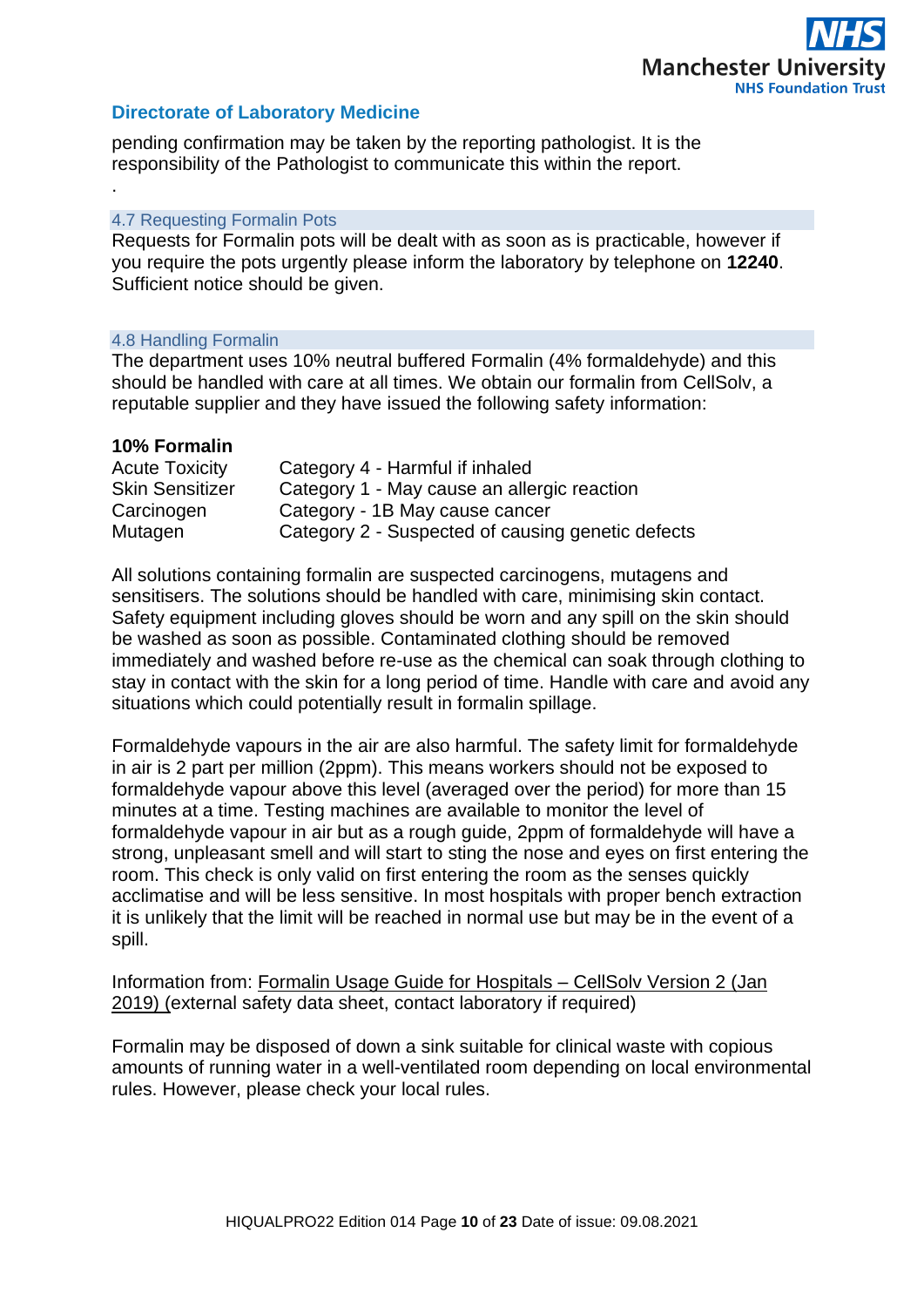pending confirmation may be taken by the reporting pathologist. It is the responsibility of the Pathologist to communicate this within the report.

.

### 4.7 Requesting Formalin Pots

Requests for Formalin pots will be dealt with as soon as is practicable, however if you require the pots urgently please inform the laboratory by telephone on **12240**. Sufficient notice should be given.

### 4.8 Handling Formalin

The department uses 10% neutral buffered Formalin (4% formaldehyde) and this should be handled with care at all times. We obtain our formalin from CellSolv, a reputable supplier and they have issued the following safety information:

**10% Formalin**

| | |
|---|---|
| Acute Toxicity | Category 4 - Harmful if inhaled |
| Skin Sensitizer | Category 1 - May cause an allergic reaction |
| Carcinogen | Category - 1B May cause cancer |
| Mutagen | Category 2 - Suspected of causing genetic defects |

All solutions containing formalin are suspected carcinogens, mutagens and sensitisers. The solutions should be handled with care, minimising skin contact. Safety equipment including gloves should be worn and any spill on the skin should be washed as soon as possible. Contaminated clothing should be removed immediately and washed before re-use as the chemical can soak through clothing to stay in contact with the skin for a long period of time. Handle with care and avoid any situations which could potentially result in formalin spillage.

Formaldehyde vapours in the air are also harmful. The safety limit for formaldehyde in air is 2 part per million (2ppm). This means workers should not be exposed to formaldehyde vapour above this level (averaged over the period) for more than 15 minutes at a time. Testing machines are available to monitor the level of formaldehyde vapour in air but as a rough guide, 2ppm of formaldehyde will have a strong, unpleasant smell and will start to sting the nose and eyes on first entering the room. This check is only valid on first entering the room as the senses quickly acclimatise and will be less sensitive. In most hospitals with proper bench extraction it is unlikely that the limit will be reached in normal use but may be in the event of a spill.

Information from: Formalin Usage Guide for Hospitals – CellSolv Version 2 (Jan 2019) (external safety data sheet, contact laboratory if required)

Formalin may be disposed of down a sink suitable for clinical waste with copious amounts of running water in a well-ventilated room depending on local environmental rules. However, please check your local rules.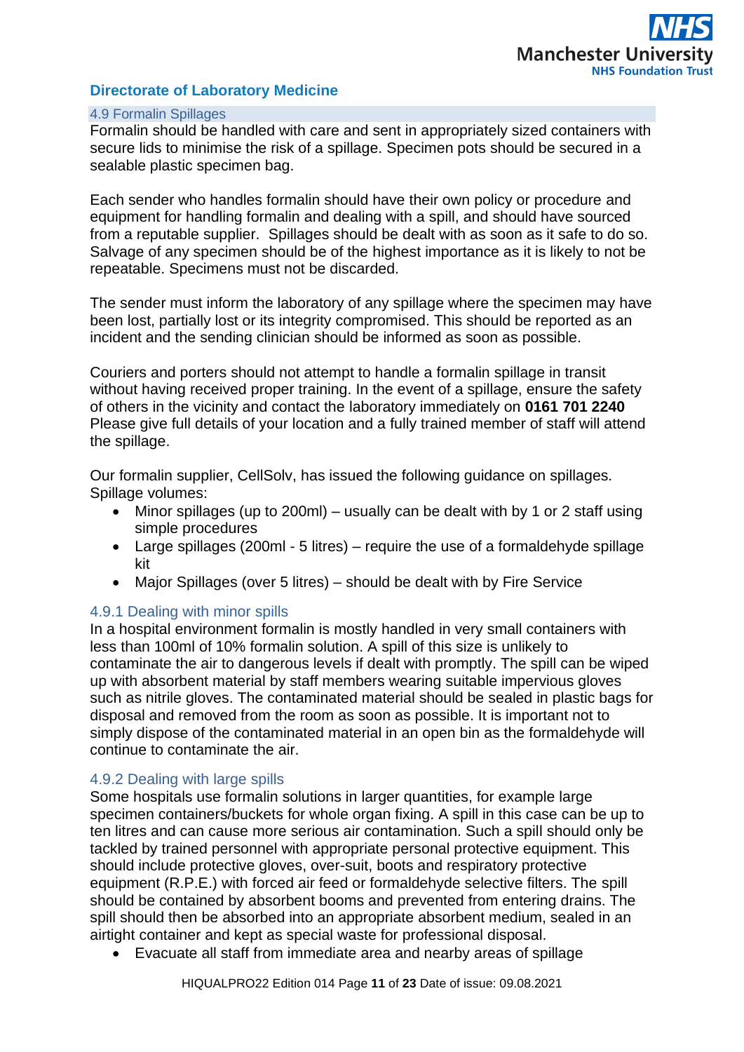## 4.9 Formalin Spillages

Formalin should be handled with care and sent in appropriately sized containers with secure lids to minimise the risk of a spillage. Specimen pots should be secured in a sealable plastic specimen bag.

Each sender who handles formalin should have their own policy or procedure and equipment for handling formalin and dealing with a spill, and should have sourced from a reputable supplier. Spillages should be dealt with as soon as it safe to do so. Salvage of any specimen should be of the highest importance as it is likely to not be repeatable. Specimens must not be discarded.

The sender must inform the laboratory of any spillage where the specimen may have been lost, partially lost or its integrity compromised. This should be reported as an incident and the sending clinician should be informed as soon as possible.

Couriers and porters should not attempt to handle a formalin spillage in transit without having received proper training. In the event of a spillage, ensure the safety of others in the vicinity and contact the laboratory immediately on **0161 701 2240** Please give full details of your location and a fully trained member of staff will attend the spillage.

Our formalin supplier, CellSolv, has issued the following guidance on spillages. Spillage volumes:

- Minor spillages (up to 200ml) – usually can be dealt with by 1 or 2 staff using simple procedures
- Large spillages (200ml - 5 litres) – require the use of a formaldehyde spillage kit
- Major Spillages (over 5 litres) – should be dealt with by Fire Service

### 4.9.1 Dealing with minor spills

In a hospital environment formalin is mostly handled in very small containers with less than 100ml of 10% formalin solution. A spill of this size is unlikely to contaminate the air to dangerous levels if dealt with promptly. The spill can be wiped up with absorbent material by staff members wearing suitable impervious gloves such as nitrile gloves. The contaminated material should be sealed in plastic bags for disposal and removed from the room as soon as possible. It is important not to simply dispose of the contaminated material in an open bin as the formaldehyde will continue to contaminate the air.

### 4.9.2 Dealing with large spills

Some hospitals use formalin solutions in larger quantities, for example large specimen containers/buckets for whole organ fixing. A spill in this case can be up to ten litres and can cause more serious air contamination. Such a spill should only be tackled by trained personnel with appropriate personal protective equipment. This should include protective gloves, over-suit, boots and respiratory protective equipment (R.P.E.) with forced air feed or formaldehyde selective filters. The spill should be contained by absorbent booms and prevented from entering drains. The spill should then be absorbed into an appropriate absorbent medium, sealed in an airtight container and kept as special waste for professional disposal.

- Evacuate all staff from immediate area and nearby areas of spillage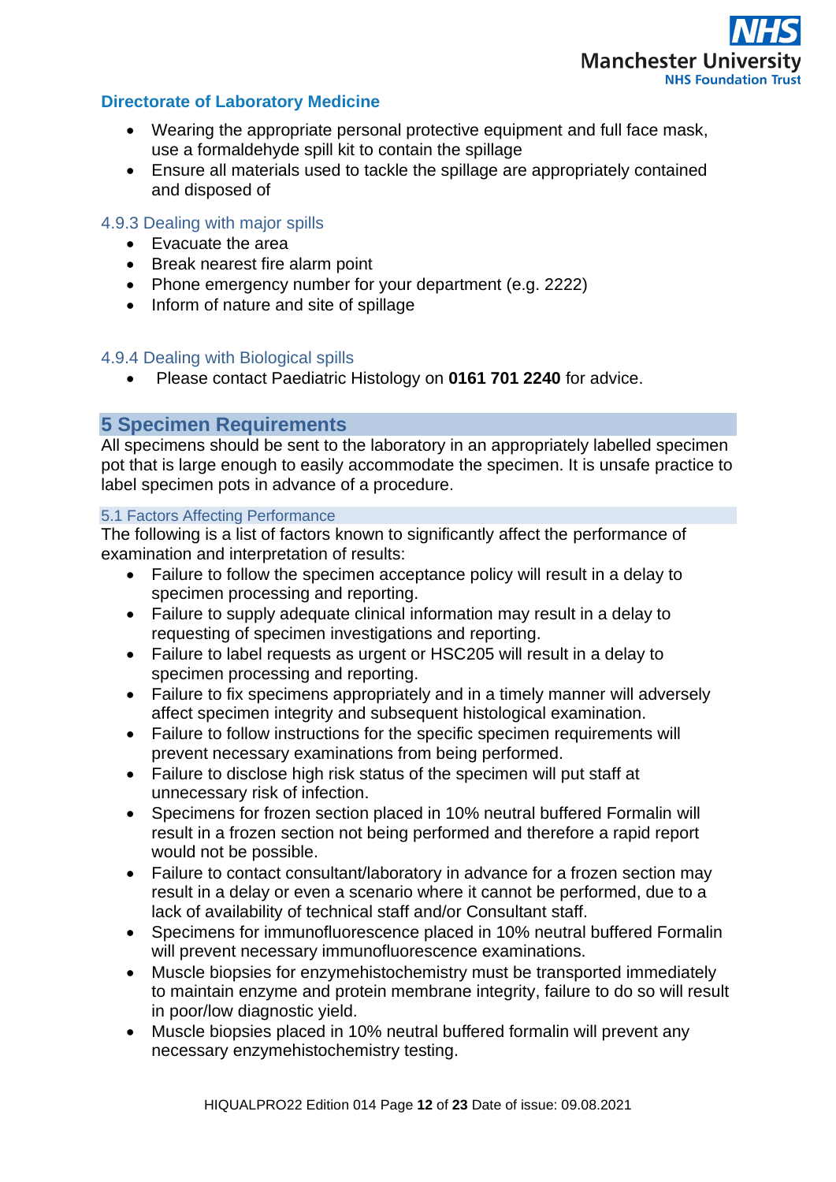- Wearing the appropriate personal protective equipment and full face mask, use a formaldehyde spill kit to contain the spillage
- Ensure all materials used to tackle the spillage are appropriately contained and disposed of

### 4.9.3 Dealing with major spills

- Evacuate the area
- Break nearest fire alarm point
- Phone emergency number for your department (e.g. 2222)
- Inform of nature and site of spillage

### 4.9.4 Dealing with Biological spills

- Please contact Paediatric Histology on **0161 701 2240** for advice.

## 5 Specimen Requirements

All specimens should be sent to the laboratory in an appropriately labelled specimen pot that is large enough to easily accommodate the specimen. It is unsafe practice to label specimen pots in advance of a procedure.

### 5.1 Factors Affecting Performance

The following is a list of factors known to significantly affect the performance of examination and interpretation of results:

- Failure to follow the specimen acceptance policy will result in a delay to specimen processing and reporting.
- Failure to supply adequate clinical information may result in a delay to requesting of specimen investigations and reporting.
- Failure to label requests as urgent or HSC205 will result in a delay to specimen processing and reporting.
- Failure to fix specimens appropriately and in a timely manner will adversely affect specimen integrity and subsequent histological examination.
- Failure to follow instructions for the specific specimen requirements will prevent necessary examinations from being performed.
- Failure to disclose high risk status of the specimen will put staff at unnecessary risk of infection.
- Specimens for frozen section placed in 10% neutral buffered Formalin will result in a frozen section not being performed and therefore a rapid report would not be possible.
- Failure to contact consultant/laboratory in advance for a frozen section may result in a delay or even a scenario where it cannot be performed, due to a lack of availability of technical staff and/or Consultant staff.
- Specimens for immunofluorescence placed in 10% neutral buffered Formalin will prevent necessary immunofluorescence examinations.
- Muscle biopsies for enzymehistochemistry must be transported immediately to maintain enzyme and protein membrane integrity, failure to do so will result in poor/low diagnostic yield.
- Muscle biopsies placed in 10% neutral buffered formalin will prevent any necessary enzymehistochemistry testing.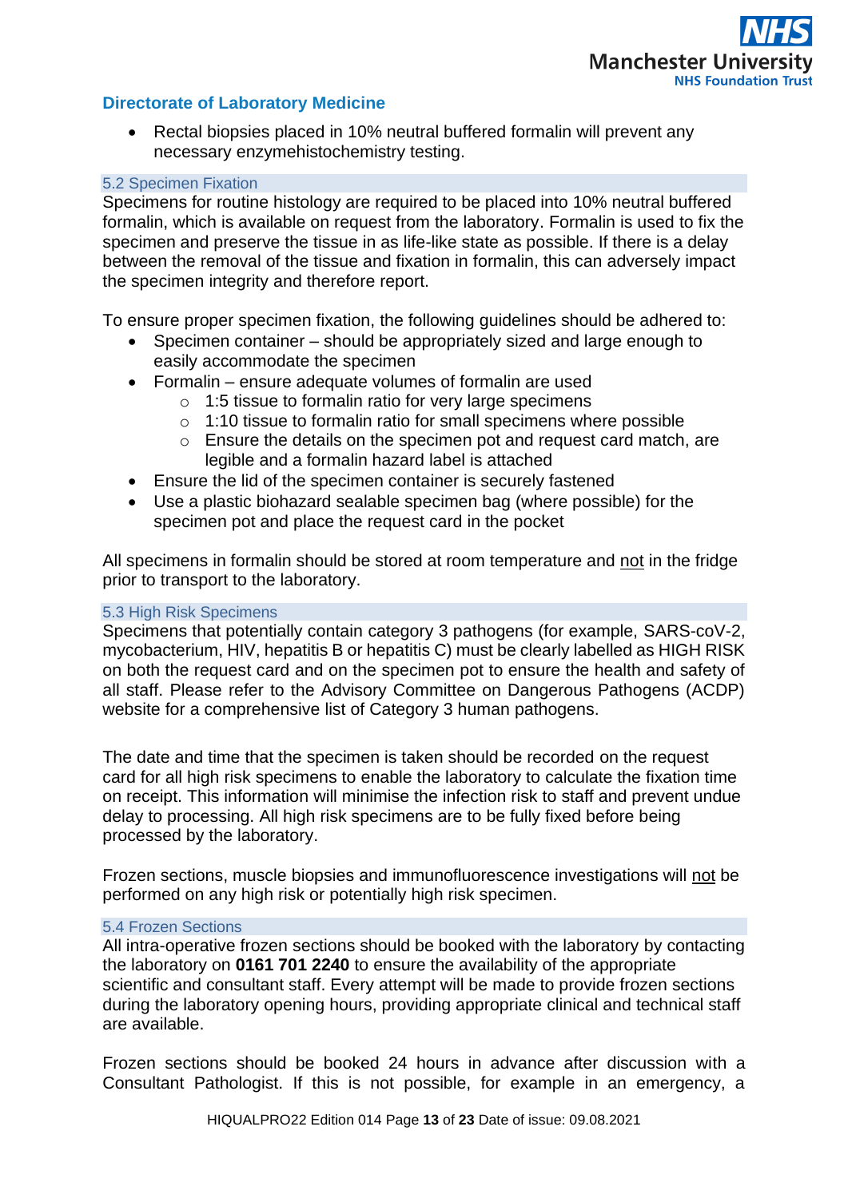- Rectal biopsies placed in 10% neutral buffered formalin will prevent any necessary enzymehistochemistry testing.

### 5.2 Specimen Fixation

Specimens for routine histology are required to be placed into 10% neutral buffered formalin, which is available on request from the laboratory. Formalin is used to fix the specimen and preserve the tissue in as life-like state as possible. If there is a delay between the removal of the tissue and fixation in formalin, this can adversely impact the specimen integrity and therefore report.

To ensure proper specimen fixation, the following guidelines should be adhered to:

- Specimen container – should be appropriately sized and large enough to easily accommodate the specimen
- Formalin – ensure adequate volumes of formalin are used
  - 1:5 tissue to formalin ratio for very large specimens
  - 1:10 tissue to formalin ratio for small specimens where possible
  - Ensure the details on the specimen pot and request card match, are legible and a formalin hazard label is attached
- Ensure the lid of the specimen container is securely fastened
- Use a plastic biohazard sealable specimen bag (where possible) for the specimen pot and place the request card in the pocket

All specimens in formalin should be stored at room temperature and not in the fridge prior to transport to the laboratory.

### 5.3 High Risk Specimens

Specimens that potentially contain category 3 pathogens (for example, SARS-coV-2, mycobacterium, HIV, hepatitis B or hepatitis C) must be clearly labelled as HIGH RISK on both the request card and on the specimen pot to ensure the health and safety of all staff. Please refer to the Advisory Committee on Dangerous Pathogens (ACDP) website for a comprehensive list of Category 3 human pathogens.

The date and time that the specimen is taken should be recorded on the request card for all high risk specimens to enable the laboratory to calculate the fixation time on receipt. This information will minimise the infection risk to staff and prevent undue delay to processing. All high risk specimens are to be fully fixed before being processed by the laboratory.

Frozen sections, muscle biopsies and immunofluorescence investigations will not be performed on any high risk or potentially high risk specimen.

### 5.4 Frozen Sections

All intra-operative frozen sections should be booked with the laboratory by contacting the laboratory on **0161 701 2240** to ensure the availability of the appropriate scientific and consultant staff. Every attempt will be made to provide frozen sections during the laboratory opening hours, providing appropriate clinical and technical staff are available.

Frozen sections should be booked 24 hours in advance after discussion with a Consultant Pathologist. If this is not possible, for example in an emergency, a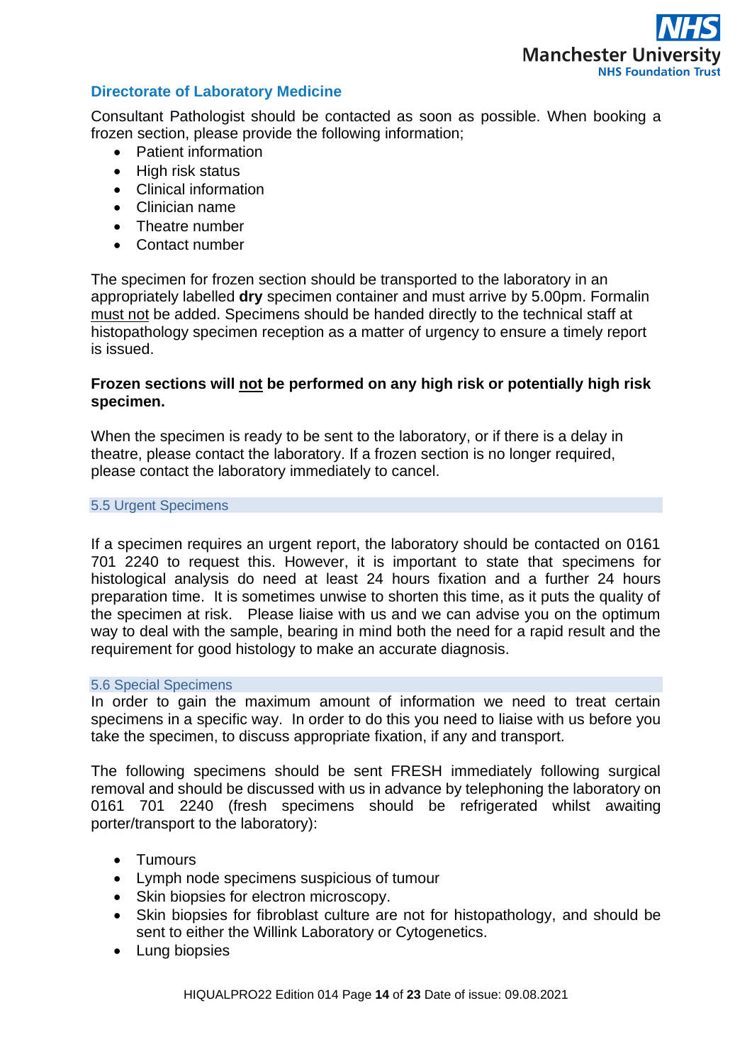Consultant Pathologist should be contacted as soon as possible. When booking a frozen section, please provide the following information;

- Patient information
- High risk status
- Clinical information
- Clinician name
- Theatre number
- Contact number

The specimen for frozen section should be transported to the laboratory in an appropriately labelled **dry** specimen container and must arrive by 5.00pm. Formalin must not be added. Specimens should be handed directly to the technical staff at histopathology specimen reception as a matter of urgency to ensure a timely report is issued.

**Frozen sections will not be performed on any high risk or potentially high risk specimen.**

When the specimen is ready to be sent to the laboratory, or if there is a delay in theatre, please contact the laboratory. If a frozen section is no longer required, please contact the laboratory immediately to cancel.

### 5.5 Urgent Specimens

If a specimen requires an urgent report, the laboratory should be contacted on 0161 701 2240 to request this. However, it is important to state that specimens for histological analysis do need at least 24 hours fixation and a further 24 hours preparation time. It is sometimes unwise to shorten this time, as it puts the quality of the specimen at risk. Please liaise with us and we can advise you on the optimum way to deal with the sample, bearing in mind both the need for a rapid result and the requirement for good histology to make an accurate diagnosis.

### 5.6 Special Specimens

In order to gain the maximum amount of information we need to treat certain specimens in a specific way. In order to do this you need to liaise with us before you take the specimen, to discuss appropriate fixation, if any and transport.

The following specimens should be sent FRESH immediately following surgical removal and should be discussed with us in advance by telephoning the laboratory on 0161 701 2240 (fresh specimens should be refrigerated whilst awaiting porter/transport to the laboratory):

- Tumours
- Lymph node specimens suspicious of tumour
- Skin biopsies for electron microscopy.
- Skin biopsies for fibroblast culture are not for histopathology, and should be sent to either the Willink Laboratory or Cytogenetics.
- Lung biopsies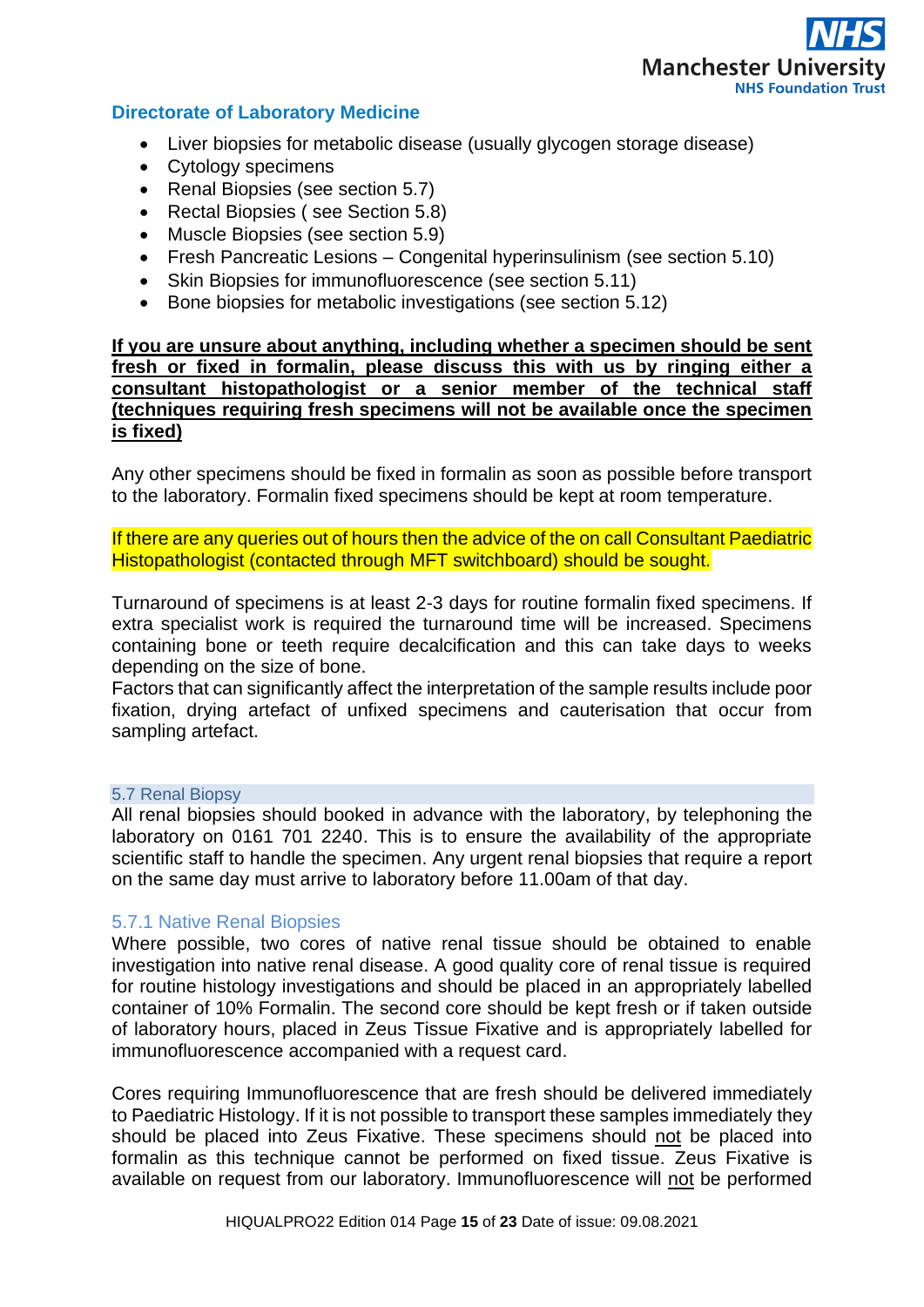- Liver biopsies for metabolic disease (usually glycogen storage disease)
- Cytology specimens
- Renal Biopsies (see section 5.7)
- Rectal Biopsies ( see Section 5.8)
- Muscle Biopsies (see section 5.9)
- Fresh Pancreatic Lesions – Congenital hyperinsulinism (see section 5.10)
- Skin Biopsies for immunofluorescence (see section 5.11)
- Bone biopsies for metabolic investigations (see section 5.12)

**If you are unsure about anything, including whether a specimen should be sent fresh or fixed in formalin, please discuss this with us by ringing either a consultant histopathologist or a senior member of the technical staff (techniques requiring fresh specimens will not be available once the specimen is fixed)**

Any other specimens should be fixed in formalin as soon as possible before transport to the laboratory. Formalin fixed specimens should be kept at room temperature.

If there are any queries out of hours then the advice of the on call Consultant Paediatric Histopathologist (contacted through MFT switchboard) should be sought.

Turnaround of specimens is at least 2-3 days for routine formalin fixed specimens. If extra specialist work is required the turnaround time will be increased. Specimens containing bone or teeth require decalcification and this can take days to weeks depending on the size of bone.
Factors that can significantly affect the interpretation of the sample results include poor fixation, drying artefact of unfixed specimens and cauterisation that occur from sampling artefact.

## 5.7 Renal Biopsy

All renal biopsies should booked in advance with the laboratory, by telephoning the laboratory on 0161 701 2240. This is to ensure the availability of the appropriate scientific staff to handle the specimen. Any urgent renal biopsies that require a report on the same day must arrive to laboratory before 11.00am of that day.

### 5.7.1 Native Renal Biopsies

Where possible, two cores of native renal tissue should be obtained to enable investigation into native renal disease. A good quality core of renal tissue is required for routine histology investigations and should be placed in an appropriately labelled container of 10% Formalin. The second core should be kept fresh or if taken outside of laboratory hours, placed in Zeus Tissue Fixative and is appropriately labelled for immunofluorescence accompanied with a request card.

Cores requiring Immunofluorescence that are fresh should be delivered immediately to Paediatric Histology. If it is not possible to transport these samples immediately they should be placed into Zeus Fixative. These specimens should not be placed into formalin as this technique cannot be performed on fixed tissue. Zeus Fixative is available on request from our laboratory. Immunofluorescence will not be performed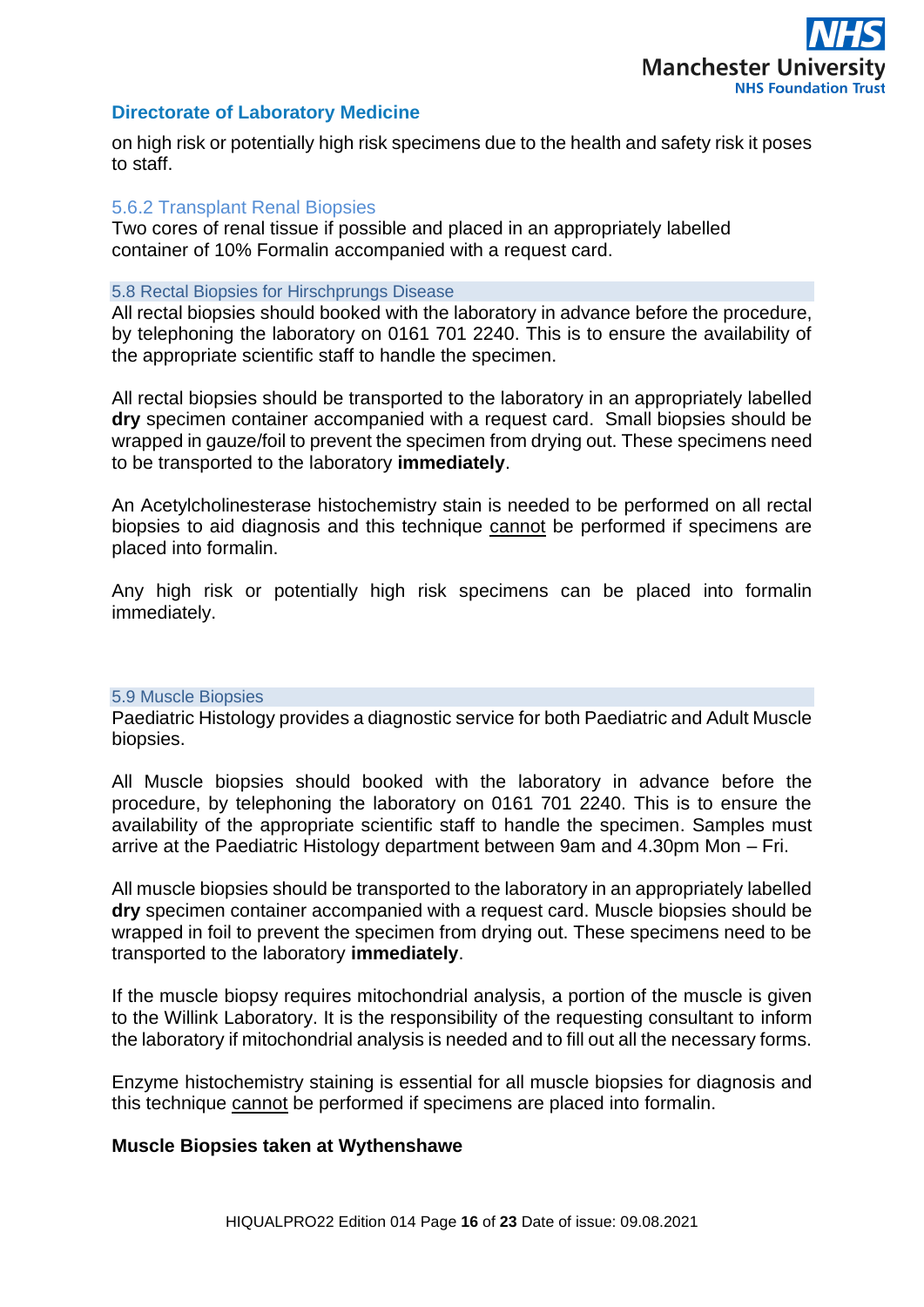on high risk or potentially high risk specimens due to the health and safety risk it poses to staff.

### 5.6.2 Transplant Renal Biopsies

Two cores of renal tissue if possible and placed in an appropriately labelled container of 10% Formalin accompanied with a request card.

## 5.8 Rectal Biopsies for Hirschprungs Disease

All rectal biopsies should booked with the laboratory in advance before the procedure, by telephoning the laboratory on 0161 701 2240. This is to ensure the availability of the appropriate scientific staff to handle the specimen.

All rectal biopsies should be transported to the laboratory in an appropriately labelled **dry** specimen container accompanied with a request card. Small biopsies should be wrapped in gauze/foil to prevent the specimen from drying out. These specimens need to be transported to the laboratory **immediately**.

An Acetylcholinesterase histochemistry stain is needed to be performed on all rectal biopsies to aid diagnosis and this technique cannot be performed if specimens are placed into formalin.

Any high risk or potentially high risk specimens can be placed into formalin immediately.

## 5.9 Muscle Biopsies

Paediatric Histology provides a diagnostic service for both Paediatric and Adult Muscle biopsies.

All Muscle biopsies should booked with the laboratory in advance before the procedure, by telephoning the laboratory on 0161 701 2240. This is to ensure the availability of the appropriate scientific staff to handle the specimen. Samples must arrive at the Paediatric Histology department between 9am and 4.30pm Mon – Fri.

All muscle biopsies should be transported to the laboratory in an appropriately labelled **dry** specimen container accompanied with a request card. Muscle biopsies should be wrapped in foil to prevent the specimen from drying out. These specimens need to be transported to the laboratory **immediately**.

If the muscle biopsy requires mitochondrial analysis, a portion of the muscle is given to the Willink Laboratory. It is the responsibility of the requesting consultant to inform the laboratory if mitochondrial analysis is needed and to fill out all the necessary forms.

Enzyme histochemistry staining is essential for all muscle biopsies for diagnosis and this technique cannot be performed if specimens are placed into formalin.

**Muscle Biopsies taken at Wythenshawe**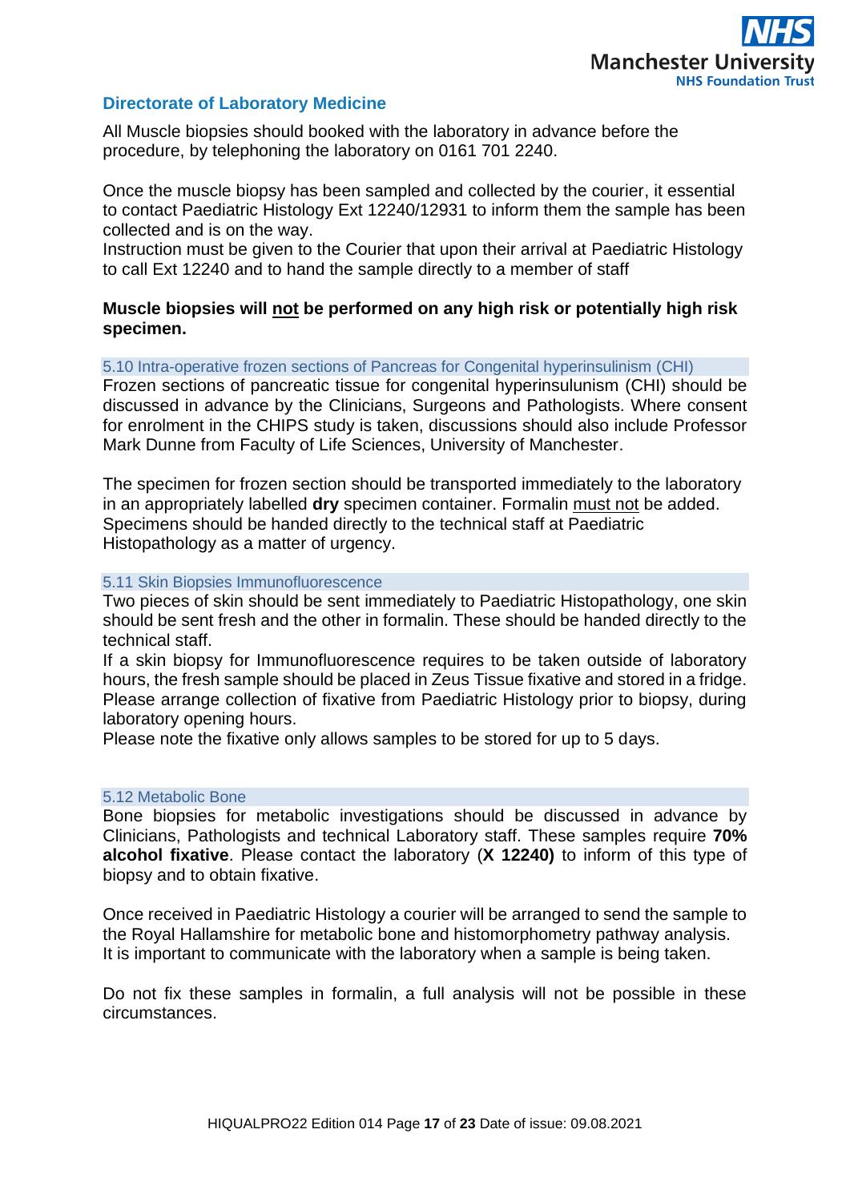## Directorate of Laboratory Medicine

All Muscle biopsies should booked with the laboratory in advance before the procedure, by telephoning the laboratory on 0161 701 2240.

Once the muscle biopsy has been sampled and collected by the courier, it essential to contact Paediatric Histology Ext 12240/12931 to inform them the sample has been collected and is on the way.
Instruction must be given to the Courier that upon their arrival at Paediatric Histology to call Ext 12240 and to hand the sample directly to a member of staff

**Muscle biopsies will not be performed on any high risk or potentially high risk specimen.**

### 5.10 Intra-operative frozen sections of Pancreas for Congenital hyperinsulinism (CHI)

Frozen sections of pancreatic tissue for congenital hyperinsulunism (CHI) should be discussed in advance by the Clinicians, Surgeons and Pathologists. Where consent for enrolment in the CHIPS study is taken, discussions should also include Professor Mark Dunne from Faculty of Life Sciences, University of Manchester.

The specimen for frozen section should be transported immediately to the laboratory in an appropriately labelled **dry** specimen container. Formalin must not be added. Specimens should be handed directly to the technical staff at Paediatric Histopathology as a matter of urgency.

### 5.11 Skin Biopsies Immunofluorescence

Two pieces of skin should be sent immediately to Paediatric Histopathology, one skin should be sent fresh and the other in formalin. These should be handed directly to the technical staff.
If a skin biopsy for Immunofluorescence requires to be taken outside of laboratory hours, the fresh sample should be placed in Zeus Tissue fixative and stored in a fridge. Please arrange collection of fixative from Paediatric Histology prior to biopsy, during laboratory opening hours.
Please note the fixative only allows samples to be stored for up to 5 days.

### 5.12 Metabolic Bone

Bone biopsies for metabolic investigations should be discussed in advance by Clinicians, Pathologists and technical Laboratory staff. These samples require **70% alcohol fixative**. Please contact the laboratory (**X 12240)** to inform of this type of biopsy and to obtain fixative.

Once received in Paediatric Histology a courier will be arranged to send the sample to the Royal Hallamshire for metabolic bone and histomorphometry pathway analysis.
It is important to communicate with the laboratory when a sample is being taken.

Do not fix these samples in formalin, a full analysis will not be possible in these circumstances.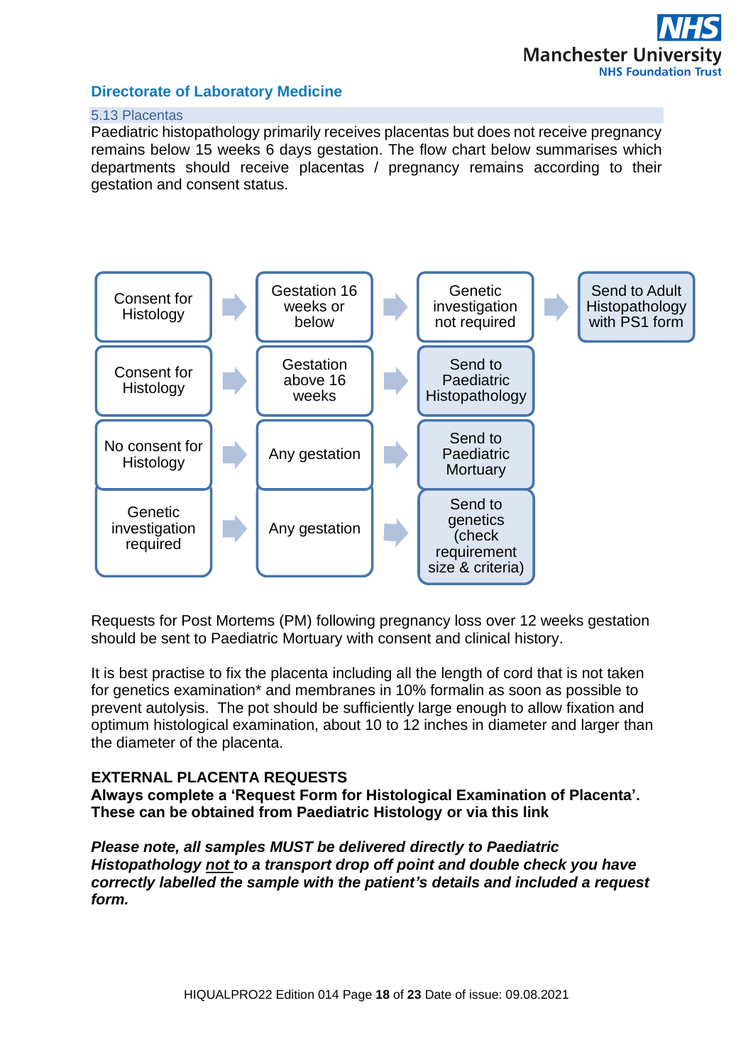**Directorate of Laboratory Medicine**

## 5.13 Placentas

Paediatric histopathology primarily receives placentas but does not receive pregnancy remains below 15 weeks 6 days gestation. The flow chart below summarises which departments should receive placentas / pregnancy remains according to their gestation and consent status.

| Consent / Requirement | Gestation | Action | Further action |
|---|---|---|---|
| Consent for Histology | Gestation 16 weeks or below | Genetic investigation not required | Send to Adult Histopathology with PS1 form |
| Consent for Histology | Gestation above 16 weeks | Send to Paediatric Histopathology | |
| No consent for Histology | Any gestation | Send to Paediatric Mortuary | |
| Genetic investigation required | Any gestation | Send to genetics (check requirement size & criteria) | |

Requests for Post Mortems (PM) following pregnancy loss over 12 weeks gestation should be sent to Paediatric Mortuary with consent and clinical history.

It is best practise to fix the placenta including all the length of cord that is not taken for genetics examination* and membranes in 10% formalin as soon as possible to prevent autolysis. The pot should be sufficiently large enough to allow fixation and optimum histological examination, about 10 to 12 inches in diameter and larger than the diameter of the placenta.

**EXTERNAL PLACENTA REQUESTS**

**Always complete a 'Request Form for Histological Examination of Placenta'. These can be obtained from Paediatric Histology or via this link**

***Please note, all samples MUST be delivered directly to Paediatric Histopathology <u>not</u> to a transport drop off point and double check you have correctly labelled the sample with the patient's details and included a request form.***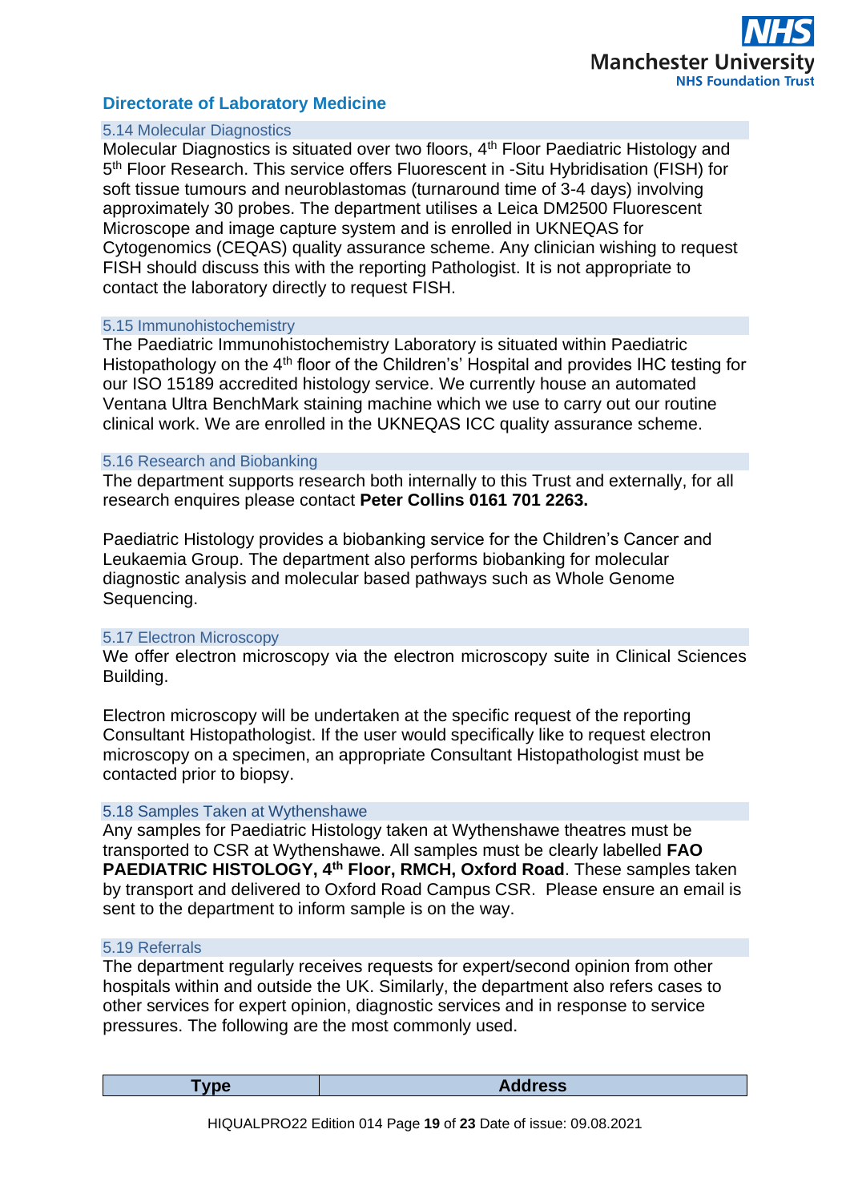## Directorate of Laboratory Medicine

### 5.14 Molecular Diagnostics

Molecular Diagnostics is situated over two floors, 4th Floor Paediatric Histology and 5th Floor Research. This service offers Fluorescent in -Situ Hybridisation (FISH) for soft tissue tumours and neuroblastomas (turnaround time of 3-4 days) involving approximately 30 probes. The department utilises a Leica DM2500 Fluorescent Microscope and image capture system and is enrolled in UKNEQAS for Cytogenomics (CEQAS) quality assurance scheme. Any clinician wishing to request FISH should discuss this with the reporting Pathologist. It is not appropriate to contact the laboratory directly to request FISH.

### 5.15 Immunohistochemistry

The Paediatric Immunohistochemistry Laboratory is situated within Paediatric Histopathology on the 4th floor of the Children's' Hospital and provides IHC testing for our ISO 15189 accredited histology service. We currently house an automated Ventana Ultra BenchMark staining machine which we use to carry out our routine clinical work. We are enrolled in the UKNEQAS ICC quality assurance scheme.

### 5.16 Research and Biobanking

The department supports research both internally to this Trust and externally, for all research enquires please contact **Peter Collins 0161 701 2263.**

Paediatric Histology provides a biobanking service for the Children's Cancer and Leukaemia Group. The department also performs biobanking for molecular diagnostic analysis and molecular based pathways such as Whole Genome Sequencing.

### 5.17 Electron Microscopy

We offer electron microscopy via the electron microscopy suite in Clinical Sciences Building.

Electron microscopy will be undertaken at the specific request of the reporting Consultant Histopathologist. If the user would specifically like to request electron microscopy on a specimen, an appropriate Consultant Histopathologist must be contacted prior to biopsy.

### 5.18 Samples Taken at Wythenshawe

Any samples for Paediatric Histology taken at Wythenshawe theatres must be transported to CSR at Wythenshawe. All samples must be clearly labelled **FAO PAEDIATRIC HISTOLOGY, 4th Floor, RMCH, Oxford Road**. These samples taken by transport and delivered to Oxford Road Campus CSR. Please ensure an email is sent to the department to inform sample is on the way.

### 5.19 Referrals

The department regularly receives requests for expert/second opinion from other hospitals within and outside the UK. Similarly, the department also refers cases to other services for expert opinion, diagnostic services and in response to service pressures. The following are the most commonly used.

| Type | Address |
| --- | --- |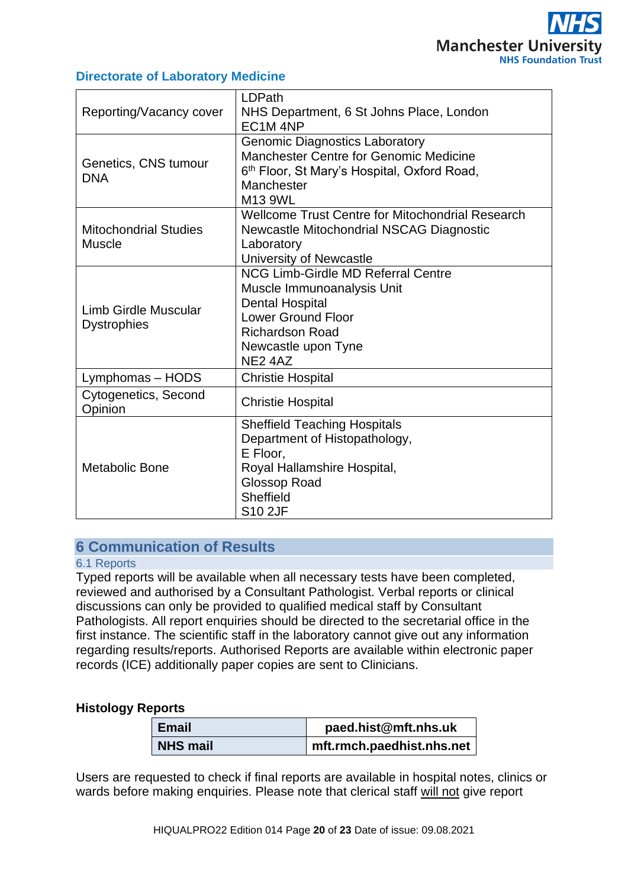**Directorate of Laboratory Medicine**

| | |
|---|---|
| Reporting/Vacancy cover | LDPath<br>NHS Department, 6 St Johns Place, London<br>EC1M 4NP |
| Genetics, CNS tumour DNA | Genomic Diagnostics Laboratory<br>Manchester Centre for Genomic Medicine<br>6th Floor, St Mary's Hospital, Oxford Road, Manchester<br>M13 9WL |
| Mitochondrial Studies Muscle | Wellcome Trust Centre for Mitochondrial Research<br>Newcastle Mitochondrial NSCAG Diagnostic Laboratory<br>University of Newcastle |
| Limb Girdle Muscular Dystrophies | NCG Limb-Girdle MD Referral Centre<br>Muscle Immunoanalysis Unit<br>Dental Hospital<br>Lower Ground Floor<br>Richardson Road<br>Newcastle upon Tyne<br>NE2 4AZ |
| Lymphomas – HODS | Christie Hospital |
| Cytogenetics, Second Opinion | Christie Hospital |
| Metabolic Bone | Sheffield Teaching Hospitals<br>Department of Histopathology,<br>E Floor,<br>Royal Hallamshire Hospital,<br>Glossop Road<br>Sheffield<br>S10 2JF |

# 6 Communication of Results

## 6.1 Reports

Typed reports will be available when all necessary tests have been completed, reviewed and authorised by a Consultant Pathologist. Verbal reports or clinical discussions can only be provided to qualified medical staff by Consultant Pathologists. All report enquiries should be directed to the secretarial office in the first instance. The scientific staff in the laboratory cannot give out any information regarding results/reports. Authorised Reports are available within electronic paper records (ICE) additionally paper copies are sent to Clinicians.

**Histology Reports**

| **Email** | **paed.hist@mft.nhs.uk** |
|---|---|
| **NHS mail** | **mft.rmch.paedhist.nhs.net** |

Users are requested to check if final reports are available in hospital notes, clinics or wards before making enquiries. Please note that clerical staff will not give report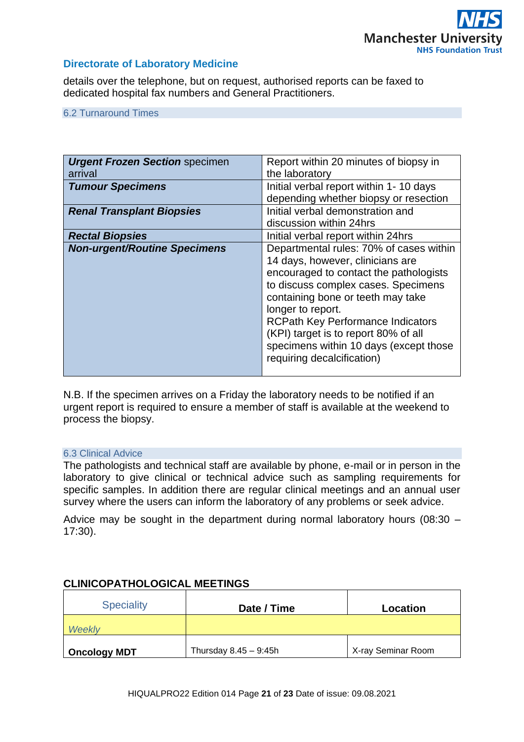details over the telephone, but on request, authorised reports can be faxed to dedicated hospital fax numbers and General Practitioners.

### 6.2 Turnaround Times

| | |
|---|---|
| ***Urgent Frozen Section*** specimen arrival | Report within 20 minutes of biopsy in the laboratory |
| ***Tumour Specimens*** | Initial verbal report within 1- 10 days depending whether biopsy or resection |
| ***Renal Transplant Biopsies*** | Initial verbal demonstration and discussion within 24hrs |
| ***Rectal Biopsies*** | Initial verbal report within 24hrs |
| ***Non-urgent/Routine Specimens*** | Departmental rules: 70% of cases within 14 days, however, clinicians are encouraged to contact the pathologists to discuss complex cases. Specimens containing bone or teeth may take longer to report. RCPath Key Performance Indicators (KPI) target is to report 80% of all specimens within 10 days (except those requiring decalcification) |

N.B. If the specimen arrives on a Friday the laboratory needs to be notified if an urgent report is required to ensure a member of staff is available at the weekend to process the biopsy.

### 6.3 Clinical Advice

The pathologists and technical staff are available by phone, e-mail or in person in the laboratory to give clinical or technical advice such as sampling requirements for specific samples. In addition there are regular clinical meetings and an annual user survey where the users can inform the laboratory of any problems or seek advice.

Advice may be sought in the department during normal laboratory hours (08:30 – 17:30).

**CLINICOPATHOLOGICAL MEETINGS**

| Speciality | **Date / Time** | **Location** |
|---|---|---|
| *Weekly* | | |
| **Oncology MDT** | Thursday 8.45 – 9:45h | X-ray Seminar Room |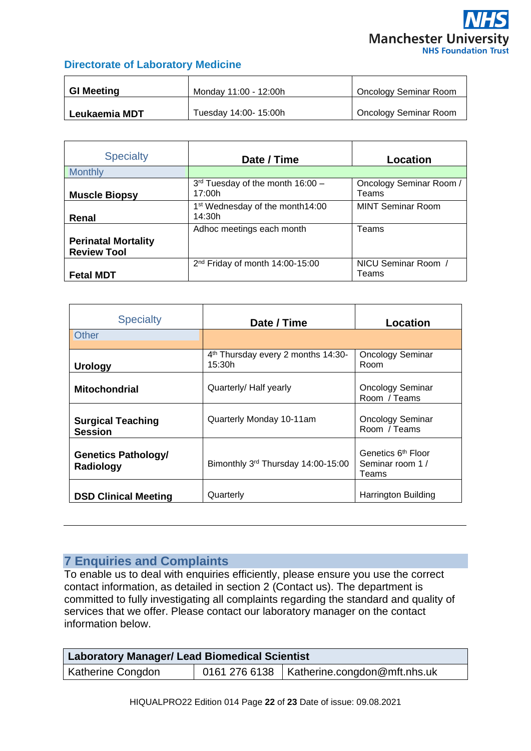## Directorate of Laboratory Medicine

| | | |
|---|---|---|
| **GI Meeting** | Monday 11:00 - 12:00h | Oncology Seminar Room |
| **Leukaemia MDT** | Tuesday 14:00- 15:00h | Oncology Seminar Room |

| Specialty | **Date / Time** | **Location** |
|---|---|---|
| Monthly | | |
| **Muscle Biopsy** | 3rd Tuesday of the month 16:00 – 17:00h | Oncology Seminar Room / Teams |
| **Renal** | 1st Wednesday of the month14:00 14:30h | MINT Seminar Room |
| **Perinatal Mortality Review Tool** | Adhoc meetings each month | Teams |
| **Fetal MDT** | 2nd Friday of month 14:00-15:00 | NICU Seminar Room / Teams |

| Specialty | **Date / Time** | **Location** |
|---|---|---|
| Other | | |
| **Urology** | 4th Thursday every 2 months 14:30-15:30h | Oncology Seminar Room |
| **Mitochondrial** | Quarterly/ Half yearly | Oncology Seminar Room / Teams |
| **Surgical Teaching Session** | Quarterly Monday 10-11am | Oncology Seminar Room / Teams |
| **Genetics Pathology/ Radiology** | Bimonthly 3rd Thursday 14:00-15:00 | Genetics 6th Floor Seminar room 1 / Teams |
| **DSD Clinical Meeting** | Quarterly | Harrington Building |

## 7 Enquiries and Complaints

To enable us to deal with enquiries efficiently, please ensure you use the correct contact information, as detailed in section 2 (Contact us). The department is committed to fully investigating all complaints regarding the standard and quality of services that we offer. Please contact our laboratory manager on the contact information below.

| **Laboratory Manager/ Lead Biomedical Scientist** | | |
|---|---|---|
| Katherine Congdon | 0161 276 6138 | Katherine.congdon@mft.nhs.uk |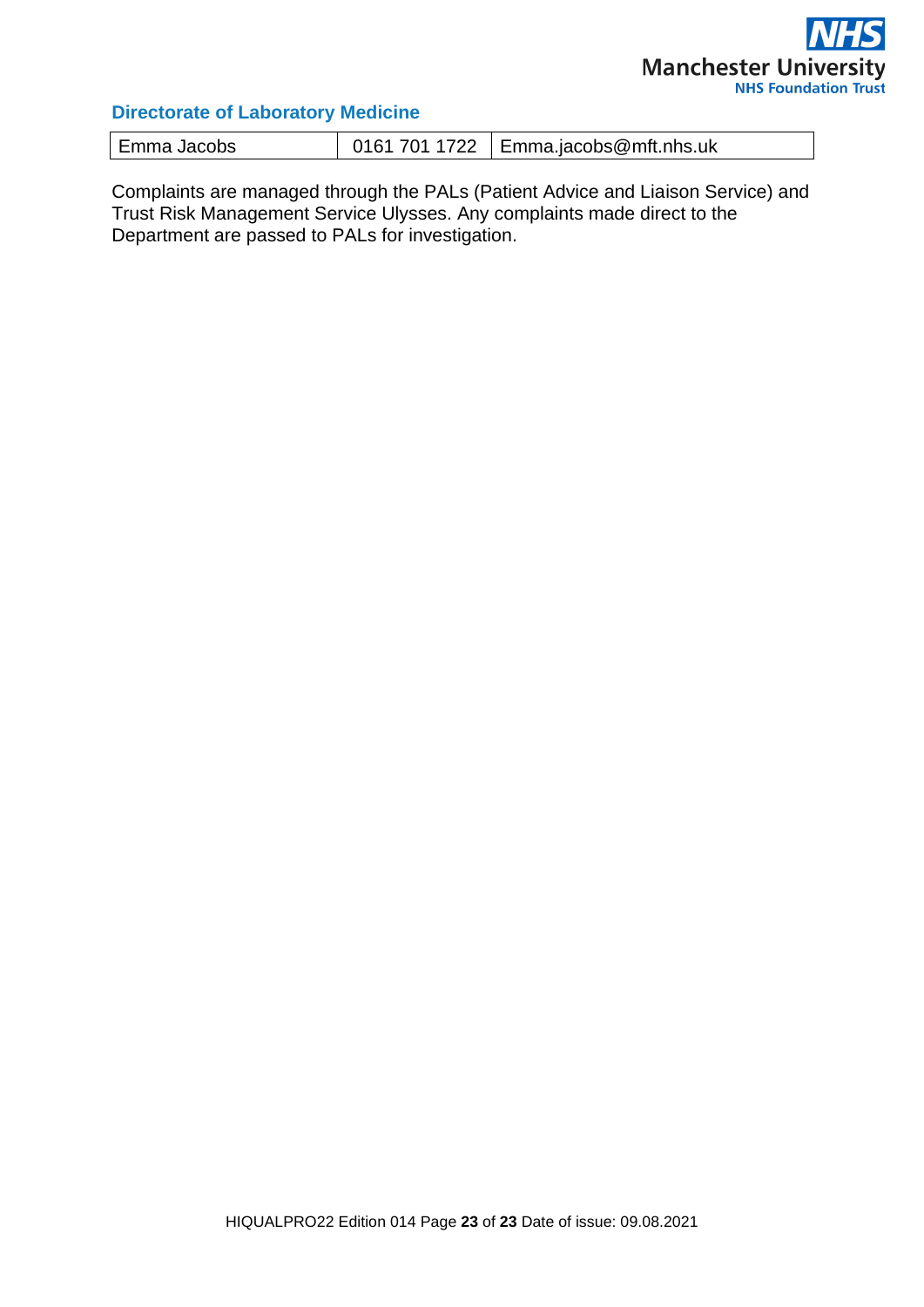### Directorate of Laboratory Medicine

| | | |
|---|---|---|
| Emma Jacobs | 0161 701 1722 | Emma.jacobs@mft.nhs.uk |

Complaints are managed through the PALs (Patient Advice and Liaison Service) and Trust Risk Management Service Ulysses. Any complaints made direct to the Department are passed to PALs for investigation.